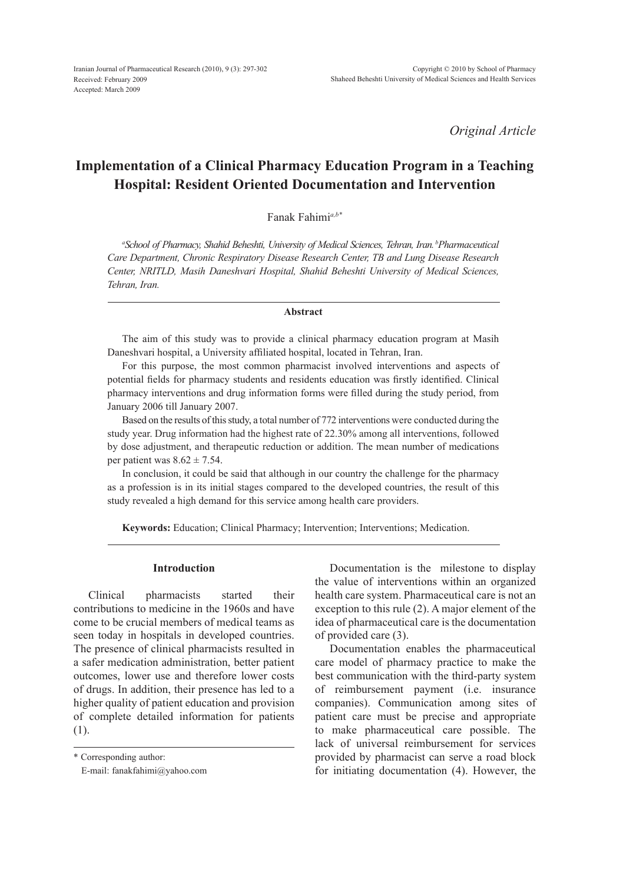Received: February 2009
Accepted: March 2009

Copyright © 2010 by School of Pharmacy
Shaheed Beheshti University of Medical Sciences and Health Services

*Original Article*

# Implementation of a Clinical Pharmacy Education Program in a Teaching Hospital: Resident Oriented Documentation and Intervention

Fanak Fahimi[a,b*]

*[a]School of Pharmacy, Shahid Beheshti, University of Medical Sciences, Tehran, Iran. [b]Pharmaceutical Care Department, Chronic Respiratory Disease Research Center, TB and Lung Disease Research Center, NRITLD, Masih Daneshvari Hospital, Shahid Beheshti University of Medical Sciences, Tehran, Iran.*

## Abstract

The aim of this study was to provide a clinical pharmacy education program at Masih Daneshvari hospital, a University affiliated hospital, located in Tehran, Iran.

For this purpose, the most common pharmacist involved interventions and aspects of potential fields for pharmacy students and residents education was firstly identified. Clinical pharmacy interventions and drug information forms were filled during the study period, from January 2006 till January 2007.

Based on the results of this study, a total number of 772 interventions were conducted during the study year. Drug information had the highest rate of 22.30% among all interventions, followed by dose adjustment, and therapeutic reduction or addition. The mean number of medications per patient was $8.62 \pm 7.54$.

In conclusion, it could be said that although in our country the challenge for the pharmacy as a profession is in its initial stages compared to the developed countries, the result of this study revealed a high demand for this service among health care providers.

**Keywords:** Education; Clinical Pharmacy; Intervention; Interventions; Medication.

## Introduction

Clinical pharmacists started their contributions to medicine in the 1960s and have come to be crucial members of medical teams as seen today in hospitals in developed countries. The presence of clinical pharmacists resulted in a safer medication administration, better patient outcomes, lower use and therefore lower costs of drugs. In addition, their presence has led to a higher quality of patient education and provision of complete detailed information for patients (1).

Documentation is the milestone to display the value of interventions within an organized health care system. Pharmaceutical care is not an exception to this rule (2). A major element of the idea of pharmaceutical care is the documentation of provided care (3).

Documentation enables the pharmaceutical care model of pharmacy practice to make the best communication with the third-party system of reimbursement payment (i.e. insurance companies). Communication among sites of patient care must be precise and appropriate to make pharmaceutical care possible. The lack of universal reimbursement for services provided by pharmacist can serve a road block for initiating documentation (4). However, the

\* Corresponding author:
E-mail: fanakfahimi@yahoo.com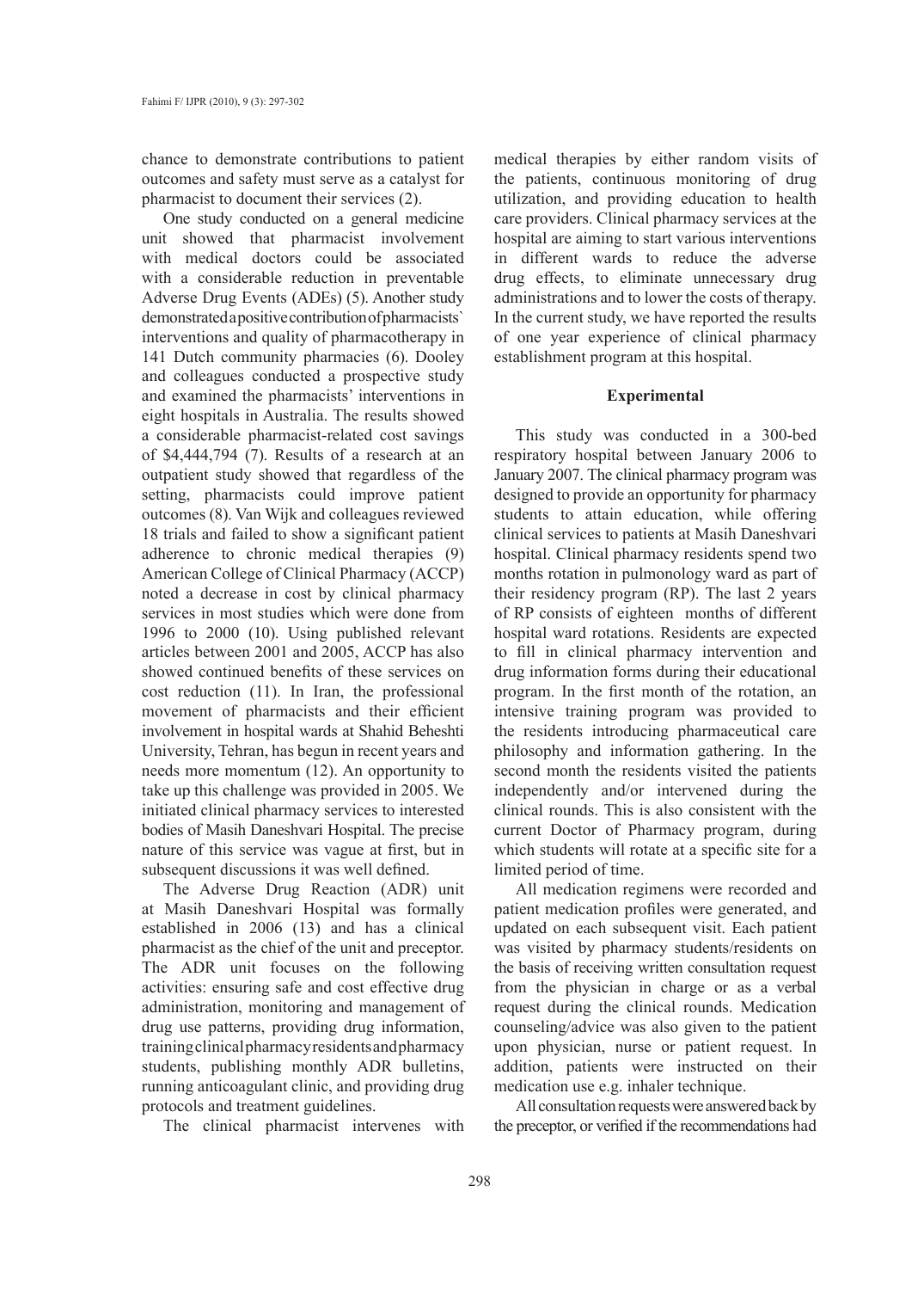chance to demonstrate contributions to patient outcomes and safety must serve as a catalyst for pharmacist to document their services (2).

One study conducted on a general medicine unit showed that pharmacist involvement with medical doctors could be associated with a considerable reduction in preventable Adverse Drug Events (ADEs) (5). Another study demonstrated a positive contribution of pharmacists` interventions and quality of pharmacotherapy in 141 Dutch community pharmacies (6). Dooley and colleagues conducted a prospective study and examined the pharmacists' interventions in eight hospitals in Australia. The results showed a considerable pharmacist-related cost savings of $4,444,794 (7). Results of a research at an outpatient study showed that regardless of the setting, pharmacists could improve patient outcomes (8). Van Wijk and colleagues reviewed 18 trials and failed to show a significant patient adherence to chronic medical therapies (9) American College of Clinical Pharmacy (ACCP) noted a decrease in cost by clinical pharmacy services in most studies which were done from 1996 to 2000 (10). Using published relevant articles between 2001 and 2005, ACCP has also showed continued benefits of these services on cost reduction (11). In Iran, the professional movement of pharmacists and their efficient involvement in hospital wards at Shahid Beheshti University, Tehran, has begun in recent years and needs more momentum (12). An opportunity to take up this challenge was provided in 2005. We initiated clinical pharmacy services to interested bodies of Masih Daneshvari Hospital. The precise nature of this service was vague at first, but in subsequent discussions it was well defined.

The Adverse Drug Reaction (ADR) unit at Masih Daneshvari Hospital was formally established in 2006 (13) and has a clinical pharmacist as the chief of the unit and preceptor. The ADR unit focuses on the following activities: ensuring safe and cost effective drug administration, monitoring and management of drug use patterns, providing drug information, training clinical pharmacy residents and pharmacy students, publishing monthly ADR bulletins, running anticoagulant clinic, and providing drug protocols and treatment guidelines.

The clinical pharmacist intervenes with medical therapies by either random visits of the patients, continuous monitoring of drug utilization, and providing education to health care providers. Clinical pharmacy services at the hospital are aiming to start various interventions in different wards to reduce the adverse drug effects, to eliminate unnecessary drug administrations and to lower the costs of therapy. In the current study, we have reported the results of one year experience of clinical pharmacy establishment program at this hospital.

## Experimental

This study was conducted in a 300-bed respiratory hospital between January 2006 to January 2007. The clinical pharmacy program was designed to provide an opportunity for pharmacy students to attain education, while offering clinical services to patients at Masih Daneshvari hospital. Clinical pharmacy residents spend two months rotation in pulmonology ward as part of their residency program (RP). The last 2 years of RP consists of eighteen months of different hospital ward rotations. Residents are expected to fill in clinical pharmacy intervention and drug information forms during their educational program. In the first month of the rotation, an intensive training program was provided to the residents introducing pharmaceutical care philosophy and information gathering. In the second month the residents visited the patients independently and/or intervened during the clinical rounds. This is also consistent with the current Doctor of Pharmacy program, during which students will rotate at a specific site for a limited period of time.

All medication regimens were recorded and patient medication profiles were generated, and updated on each subsequent visit. Each patient was visited by pharmacy students/residents on the basis of receiving written consultation request from the physician in charge or as a verbal request during the clinical rounds. Medication counseling/advice was also given to the patient upon physician, nurse or patient request. In addition, patients were instructed on their medication use e.g. inhaler technique.

All consultation requests were answered back by the preceptor, or verified if the recommendations had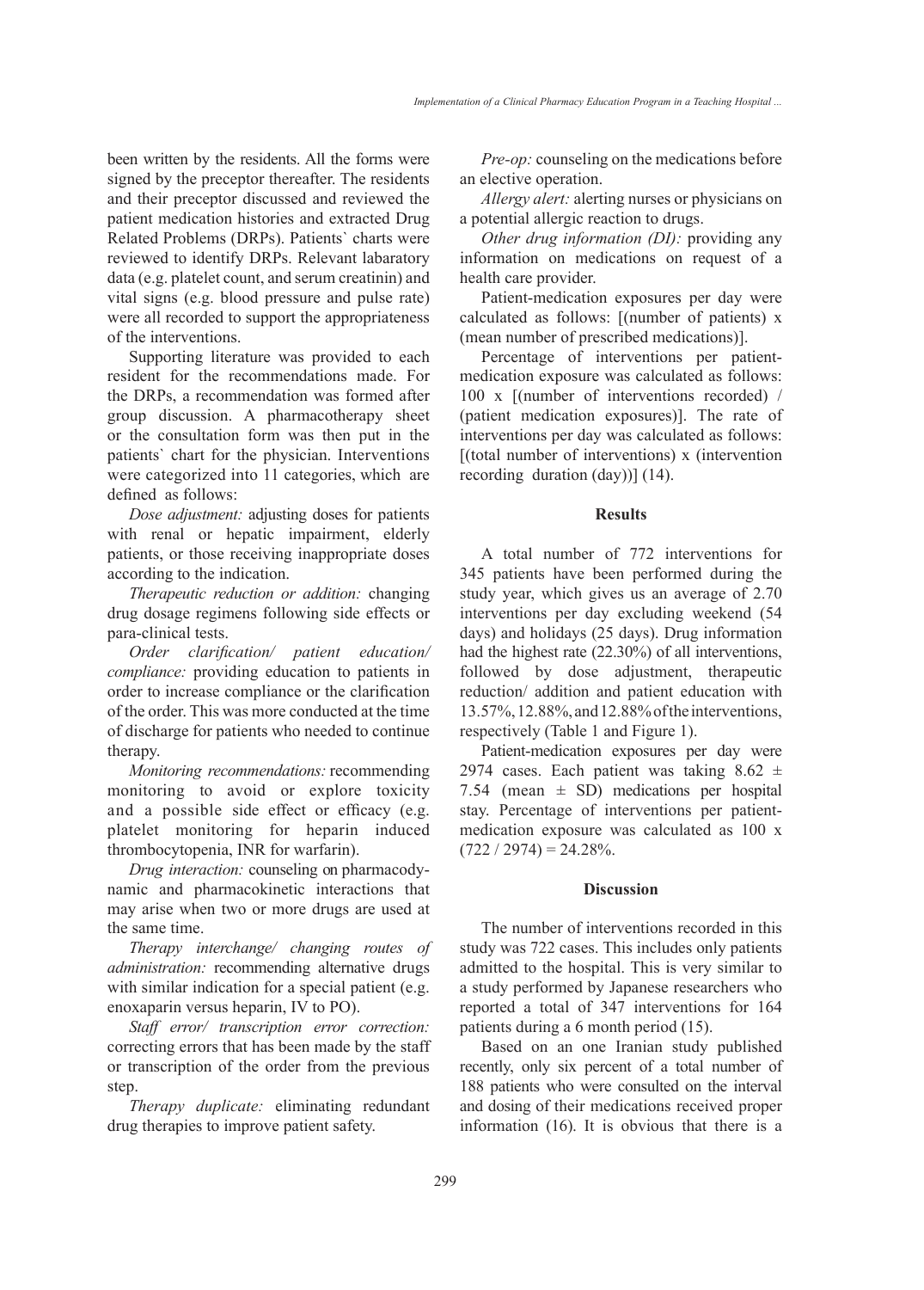been written by the residents. All the forms were signed by the preceptor thereafter. The residents and their preceptor discussed and reviewed the patient medication histories and extracted Drug Related Problems (DRPs). Patients` charts were reviewed to identify DRPs. Relevant labaratory data (e.g. platelet count, and serum creatinin) and vital signs (e.g. blood pressure and pulse rate) were all recorded to support the appropriateness of the interventions.

Supporting literature was provided to each resident for the recommendations made. For the DRPs, a recommendation was formed after group discussion. A pharmacotherapy sheet or the consultation form was then put in the patients` chart for the physician. Interventions were categorized into 11 categories, which are defined as follows:

*Dose adjustment:* adjusting doses for patients with renal or hepatic impairment, elderly patients, or those receiving inappropriate doses according to the indication.

*Therapeutic reduction or addition:* changing drug dosage regimens following side effects or para-clinical tests.

*Order clarification/ patient education/ compliance:* providing education to patients in order to increase compliance or the clarification of the order. This was more conducted at the time of discharge for patients who needed to continue therapy.

*Monitoring recommendations:* recommending monitoring to avoid or explore toxicity and a possible side effect or efficacy (e.g. platelet monitoring for heparin induced thrombocytopenia, INR for warfarin).

*Drug interaction:* counseling on pharmacodynamic and pharmacokinetic interactions that may arise when two or more drugs are used at the same time.

*Therapy interchange/ changing routes of administration:* recommending alternative drugs with similar indication for a special patient (e.g. enoxaparin versus heparin, IV to PO).

*Staff error/ transcription error correction:* correcting errors that has been made by the staff or transcription of the order from the previous step.

*Therapy duplicate:* eliminating redundant drug therapies to improve patient safety.

*Pre-op:* counseling on the medications before an elective operation.

*Allergy alert:* alerting nurses or physicians on a potential allergic reaction to drugs.

*Other drug information (DI):* providing any information on medications on request of a health care provider.

Patient-medication exposures per day were calculated as follows: [(number of patients) x (mean number of prescribed medications)].

Percentage of interventions per patient-medication exposure was calculated as follows: 100 x [(number of interventions recorded) / (patient medication exposures)]. The rate of interventions per day was calculated as follows: [(total number of interventions) x (intervention recording duration (day))] (14).

## Results

A total number of 772 interventions for 345 patients have been performed during the study year, which gives us an average of 2.70 interventions per day excluding weekend (54 days) and holidays (25 days). Drug information had the highest rate (22.30%) of all interventions, followed by dose adjustment, therapeutic reduction/ addition and patient education with 13.57%, 12.88%, and 12.88% of the interventions, respectively (Table 1 and Figure 1).

Patient-medication exposures per day were 2974 cases. Each patient was taking $8.62 \pm 7.54$ (mean ± SD) medications per hospital stay. Percentage of interventions per patient-medication exposure was calculated as 100 x (722 / 2974) = 24.28%.

## Discussion

The number of interventions recorded in this study was 722 cases. This includes only patients admitted to the hospital. This is very similar to a study performed by Japanese researchers who reported a total of 347 interventions for 164 patients during a 6 month period (15).

Based on an one Iranian study published recently, only six percent of a total number of 188 patients who were consulted on the interval and dosing of their medications received proper information (16). It is obvious that there is a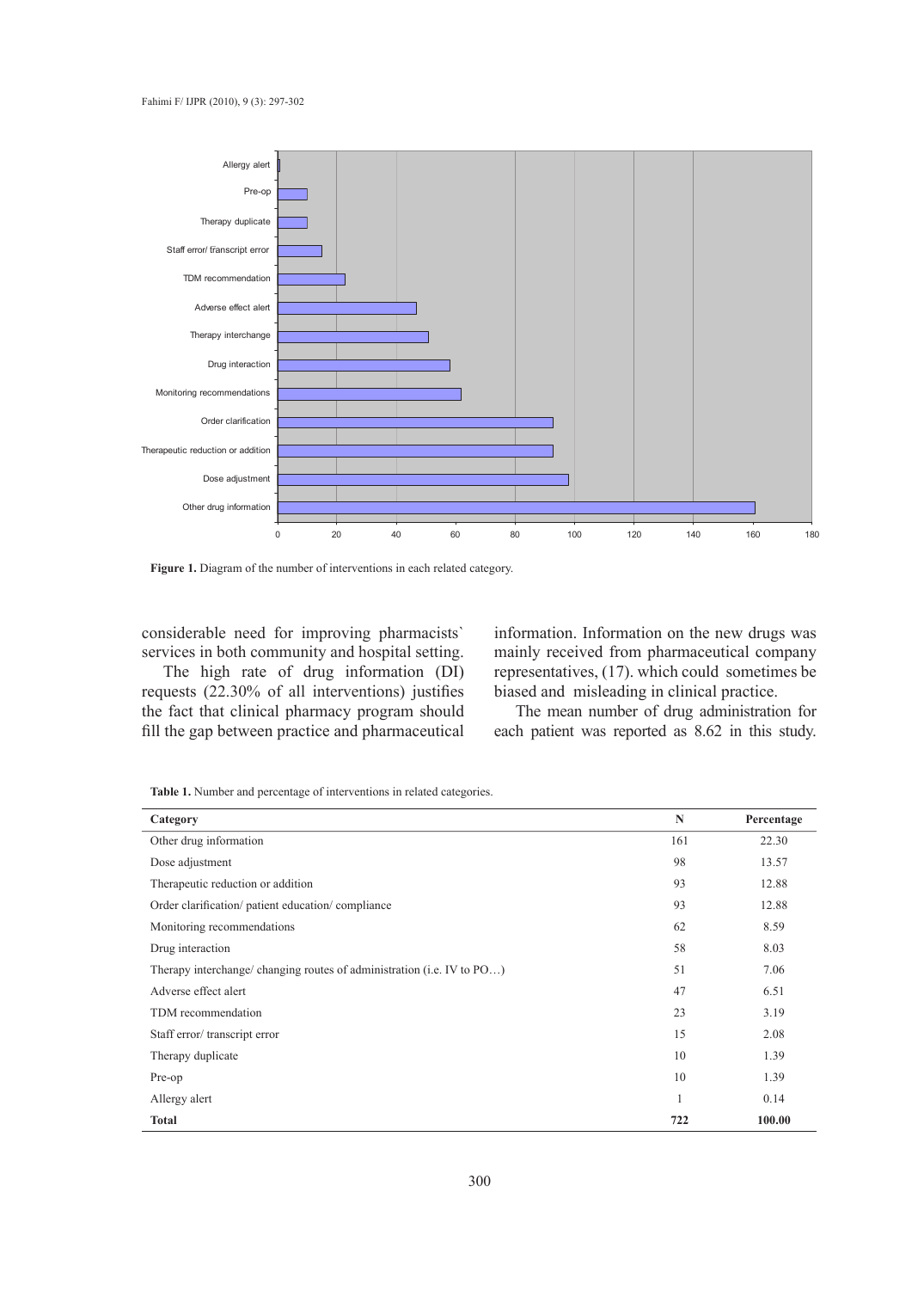Allergy alert
Pre-op
Therapy duplicate
Staff error/ transcript error
TDM recommendation
Adverse effect alert
Therapy interchange
Drug interaction
Monitoring recommendations
Order clarification
Therapeutic reduction or addition
Dose adjustment
Other drug information

0 20 40 60 80 100 120 140 160 180

**Figure 1.** Diagram of the number of interventions in each related category.

considerable need for improving pharmacists` services in both community and hospital setting.

The high rate of drug information (DI) requests (22.30% of all interventions) justifies the fact that clinical pharmacy program should fill the gap between practice and pharmaceutical information. Information on the new drugs was mainly received from pharmaceutical company representatives, (17). which could sometimes be biased and misleading in clinical practice.

The mean number of drug administration for each patient was reported as 8.62 in this study.

**Table 1.** Number and percentage of interventions in related categories.

| Category | N | Percentage |
|---|---|---|
| Other drug information | 161 | 22.30 |
| Dose adjustment | 98 | 13.57 |
| Therapeutic reduction or addition | 93 | 12.88 |
| Order clarification/ patient education/ compliance | 93 | 12.88 |
| Monitoring recommendations | 62 | 8.59 |
| Drug interaction | 58 | 8.03 |
| Therapy interchange/ changing routes of administration (i.e. IV to PO…) | 51 | 7.06 |
| Adverse effect alert | 47 | 6.51 |
| TDM recommendation | 23 | 3.19 |
| Staff error/ transcript error | 15 | 2.08 |
| Therapy duplicate | 10 | 1.39 |
| Pre-op | 10 | 1.39 |
| Allergy alert | 1 | 0.14 |
| **Total** | **722** | **100.00** |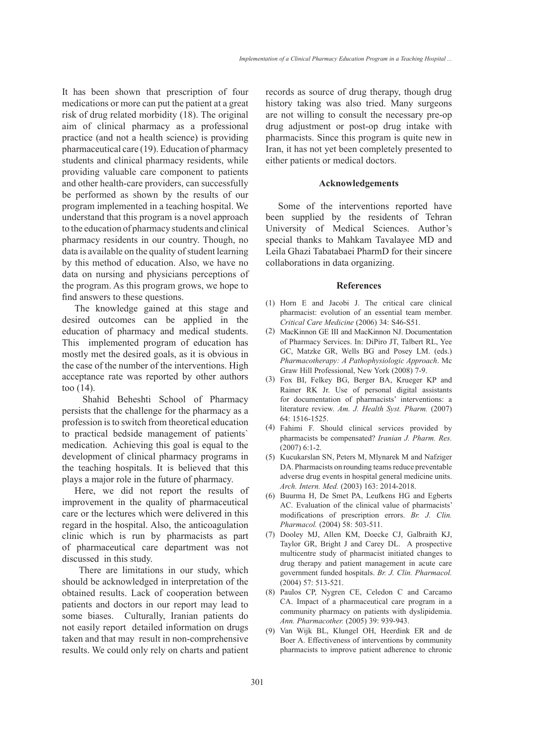It has been shown that prescription of four medications or more can put the patient at a great risk of drug related morbidity (18). The original aim of clinical pharmacy as a professional practice (and not a health science) is providing pharmaceutical care (19). Education of pharmacy students and clinical pharmacy residents, while providing valuable care component to patients and other health-care providers, can successfully be performed as shown by the results of our program implemented in a teaching hospital. We understand that this program is a novel approach to the education of pharmacy students and clinical pharmacy residents in our country. Though, no data is available on the quality of student learning by this method of education. Also, we have no data on nursing and physicians perceptions of the program. As this program grows, we hope to find answers to these questions.

The knowledge gained at this stage and desired outcomes can be applied in the education of pharmacy and medical students. This implemented program of education has mostly met the desired goals, as it is obvious in the case of the number of the interventions. High acceptance rate was reported by other authors too (14).

Shahid Beheshti School of Pharmacy persists that the challenge for the pharmacy as a profession is to switch from theoretical education to practical bedside management of patients` medication. Achieving this goal is equal to the development of clinical pharmacy programs in the teaching hospitals. It is believed that this plays a major role in the future of pharmacy.

Here, we did not report the results of improvement in the quality of pharmaceutical care or the lectures which were delivered in this regard in the hospital. Also, the anticoagulation clinic which is run by pharmacists as part of pharmaceutical care department was not discussed in this study.

There are limitations in our study, which should be acknowledged in interpretation of the obtained results. Lack of cooperation between patients and doctors in our report may lead to some biases. Culturally, Iranian patients do not easily report detailed information on drugs taken and that may result in non-comprehensive results. We could only rely on charts and patient records as source of drug therapy, though drug history taking was also tried. Many surgeons are not willing to consult the necessary pre-op drug adjustment or post-op drug intake with pharmacists. Since this program is quite new in Iran, it has not yet been completely presented to either patients or medical doctors.

## Acknowledgements

Some of the interventions reported have been supplied by the residents of Tehran University of Medical Sciences. Author's special thanks to Mahkam Tavalayee MD and Leila Ghazi Tabatabaei PharmD for their sincere collaborations in data organizing.

## References

(1) Horn E and Jacobi J. The critical care clinical pharmacist: evolution of an essential team member. *Critical Care Medicine* (2006) 34: S46-S51.

(2) MacKinnon GE III and MacKinnon NJ. Documentation of Pharmacy Services. In: DiPiro JT, Talbert RL, Yee GC, Matzke GR, Wells BG and Posey LM. (eds.) *Pharmacotherapy: A Pathophysiologic Approach*. Mc Graw Hill Professional, New York (2008) 7-9.

(3) Fox BI, Felkey BG, Berger BA, Krueger KP and Rainer RK Jr. Use of personal digital assistants for documentation of pharmacists' interventions: a literature review. *Am. J. Health Syst. Pharm.* (2007) 64: 1516-1525.

(4) Fahimi F. Should clinical services provided by pharmacists be compensated? *Iranian J. Pharm. Res.* (2007) 6:1-2.

(5) Kucukarslan SN, Peters M, Mlynarek M and Nafziger DA. Pharmacists on rounding teams reduce preventable adverse drug events in hospital general medicine units. *Arch. Intern. Med.* (2003) 163: 2014-2018.

(6) Buurma H, De Smet PA, Leufkens HG and Egberts AC. Evaluation of the clinical value of pharmacists' modifications of prescription errors. *Br. J. Clin. Pharmacol.* (2004) 58: 503-511.

(7) Dooley MJ, Allen KM, Doecke CJ, Galbraith KJ, Taylor GR, Bright J and Carey DL. A prospective multicentre study of pharmacist initiated changes to drug therapy and patient management in acute care government funded hospitals. *Br. J. Clin. Pharmacol.* (2004) 57: 513-521.

(8) Paulos CP, Nygren CE, Celedon C and Carcamo CA. Impact of a pharmaceutical care program in a community pharmacy on patients with dyslipidemia. *Ann. Pharmacother.* (2005) 39: 939-943.

(9) Van Wijk BL, Klungel OH, Heerdink ER and de Boer A. Effectiveness of interventions by community pharmacists to improve patient adherence to chronic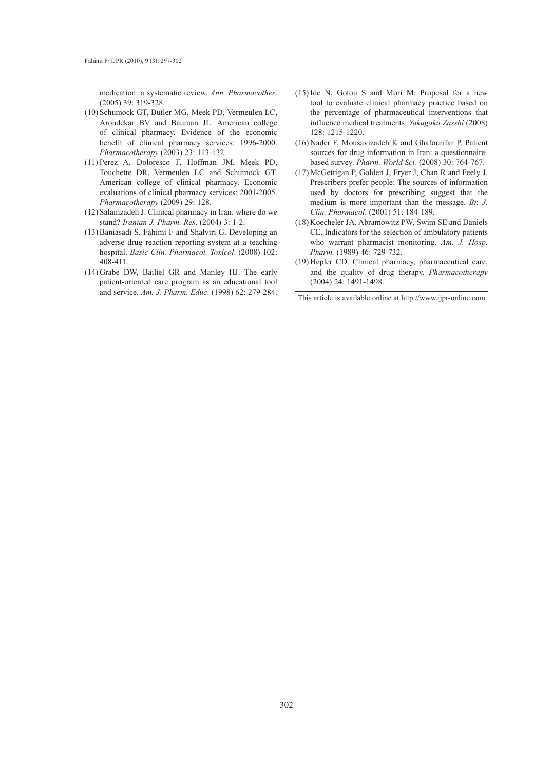medication: a systematic review. *Ann. Pharmacother*. (2005) 39: 319-328.

(10) Schumock GT, Butler MG, Meek PD, Vermeulen LC, Arondekar BV and Bauman JL. American college of clinical pharmacy. Evidence of the economic benefit of clinical pharmacy services: 1996-2000. *Pharmacotherapy* (2003) 23: 113-132.

(11) Perez A, Doloresco F, Hoffman JM, Meek PD, Touchette DR, Vermeulen LC and Schumock GT. American college of clinical pharmacy. Economic evaluations of clinical pharmacy services: 2001-2005. *Pharmacotherapy* (2009) 29: 128.

(12) Salamzadeh J. Clinical pharmacy in Iran: where do we stand? *Iranian J. Pharm. Res*. (2004) 3: 1-2.

(13) Baniasadi S, Fahimi F and Shalviri G. Developing an adverse drug reaction reporting system at a teaching hospital. *Basic Clin. Pharmacol. Toxicol*. (2008) 102: 408-411.

(14) Grabe DW, Bailiel GR and Manley HJ. The early patient-oriented care program as an educational tool and service. *Am. J. Pharm. Educ*. (1998) 62: 279-284.

(15) Ide N, Gotou S and Mori M. Proposal for a new tool to evaluate clinical pharmacy practice based on the percentage of pharmaceutical interventions that influence medical treatments. *Yakugaku Zasshi* (2008) 128: 1215-1220.

(16) Nader F, Mousavizadeh K and Ghafourifar P. Patient sources for drug information in Iran: a questionnaire-based survey. *Pharm. World Sci.* (2008) 30: 764-767.

(17) McGettigan P, Golden J, Fryer J, Chan R and Feely J. Prescribers prefer people: The sources of information used by doctors for prescribing suggest that the medium is more important than the message. *Br. J. Clin. Pharmacol*. (2001) 51: 184-189.

(18) Koecheler JA, Abramowitz PW, Swim SE and Daniels CE. Indicators for the selection of ambulatory patients who warrant pharmacist monitoring. *Am. J. Hosp. Pharm.* (1989) 46: 729-732.

(19) Hepler CD. Clinical pharmacy, pharmaceutical care, and the quality of drug therapy. *Pharmacotherapy* (2004) 24: 1491-1498.

This article is available online at http://www.ijpr-online.com